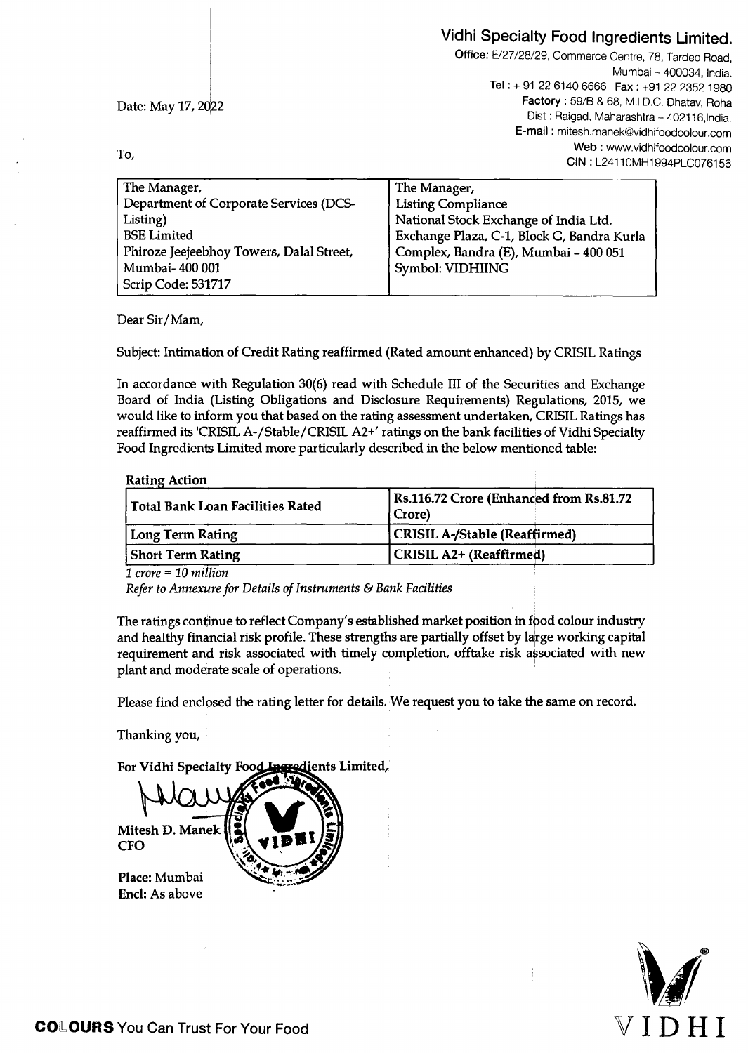# Vidhi Specialty Food Ingredients Limited.

**Office:** E/27/28/29, Commerce Centre, 78, Tardeo Road, Mumbai – 400034, India.
**Tel :** + 91 22 6140 6666 **Fax :** +91 22 2352 1980
**Factory :** 59/B & 68, M.I.D.C. Dhatav, Roha
Dist : Raigad, Maharashtra – 402116, India.
**E-mail :** mitesh.manek@vidhifoodcolour.com
**Web :** www.vidhifoodcolour.com
**CIN :** L24110MH1994PLC076156

Date: May 17, 2022

To,

| The Manager, Department of Corporate Services (DCS-Listing) BSE Limited Phiroze Jeejeebhoy Towers, Dalal Street, Mumbai- 400 001 Scrip Code: 531717 | The Manager, Listing Compliance National Stock Exchange of India Ltd. Exchange Plaza, C-1, Block G, Bandra Kurla Complex, Bandra (E), Mumbai – 400 051 Symbol: VIDHIING |
|---|---|

Dear Sir/Mam,

Subject: Intimation of Credit Rating reaffirmed (Rated amount enhanced) by CRISIL Ratings

In accordance with Regulation 30(6) read with Schedule III of the Securities and Exchange Board of India (Listing Obligations and Disclosure Requirements) Regulations, 2015, we would like to inform you that based on the rating assessment undertaken, CRISIL Ratings has reaffirmed its 'CRISIL A-/Stable/CRISIL A2+' ratings on the bank facilities of Vidhi Specialty Food Ingredients Limited more particularly described in the below mentioned table:

**Rating Action**

| Total Bank Loan Facilities Rated | Rs.116.72 Crore (Enhanced from Rs.81.72 Crore) |
|---|---|
| Long Term Rating | CRISIL A-/Stable (Reaffirmed) |
| Short Term Rating | CRISIL A2+ (Reaffirmed) |

*1 crore = 10 million*

*Refer to Annexure for Details of Instruments & Bank Facilities*

The ratings continue to reflect Company's established market position in food colour industry and healthy financial risk profile. These strengths are partially offset by large working capital requirement and risk associated with timely completion, offtake risk associated with new plant and moderate scale of operations.

Please find enclosed the rating letter for details. We request you to take the same on record.

Thanking you,

For Vidhi Specialty Food Ingredients Limited,

Mitesh D. Manek
CFO

Place: Mumbai
Encl: As above

**COLOURS** You Can Trust For Your Food

VIDHI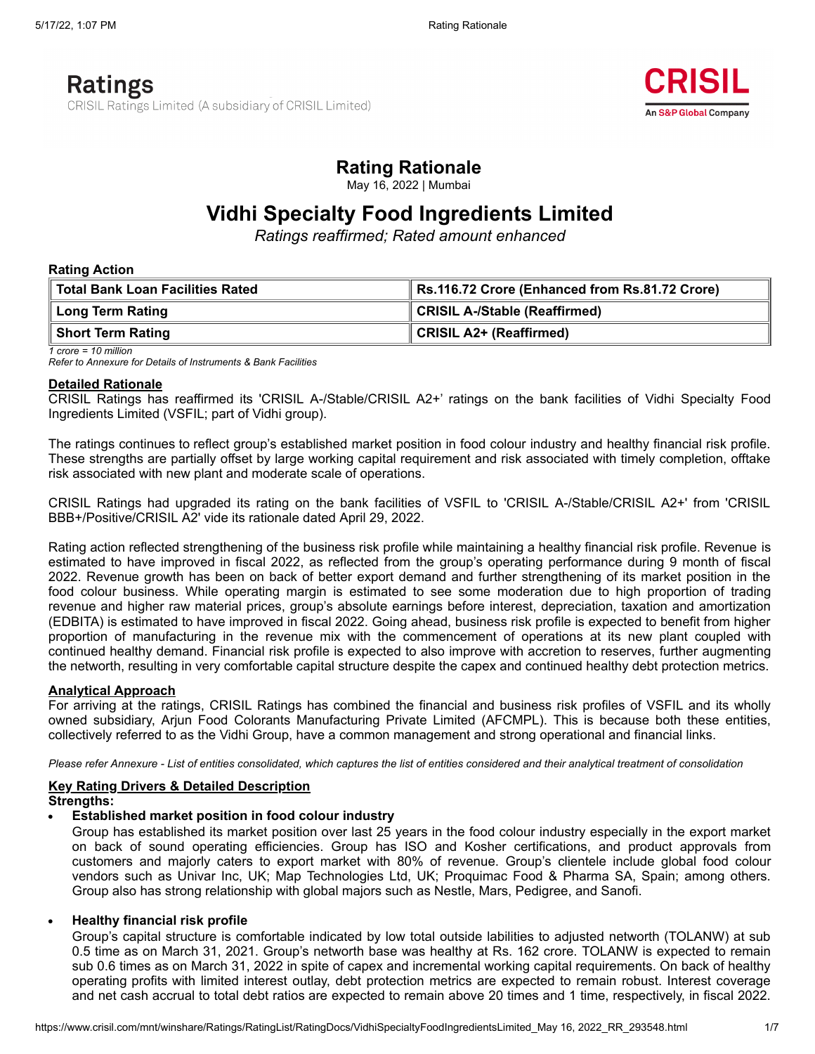# Rating Rationale

May 16, 2022 | Mumbai

# Vidhi Specialty Food Ingredients Limited

*Ratings reaffirmed; Rated amount enhanced*

**Rating Action**

| | |
|---|---|
| **Total Bank Loan Facilities Rated** | **Rs.116.72 Crore (Enhanced from Rs.81.72 Crore)** |
| **Long Term Rating** | **CRISIL A-/Stable (Reaffirmed)** |
| **Short Term Rating** | **CRISIL A2+ (Reaffirmed)** |

*1 crore = 10 million*
*Refer to Annexure for Details of Instruments & Bank Facilities*

## Detailed Rationale

CRISIL Ratings has reaffirmed its 'CRISIL A-/Stable/CRISIL A2+' ratings on the bank facilities of Vidhi Specialty Food Ingredients Limited (VSFIL; part of Vidhi group).

The ratings continues to reflect group's established market position in food colour industry and healthy financial risk profile. These strengths are partially offset by large working capital requirement and risk associated with timely completion, offtake risk associated with new plant and moderate scale of operations.

CRISIL Ratings had upgraded its rating on the bank facilities of VSFIL to 'CRISIL A-/Stable/CRISIL A2+' from 'CRISIL BBB+/Positive/CRISIL A2' vide its rationale dated April 29, 2022.

Rating action reflected strengthening of the business risk profile while maintaining a healthy financial risk profile. Revenue is estimated to have improved in fiscal 2022, as reflected from the group's operating performance during 9 month of fiscal 2022. Revenue growth has been on back of better export demand and further strengthening of its market position in the food colour business. While operating margin is estimated to see some moderation due to high proportion of trading revenue and higher raw material prices, group's absolute earnings before interest, depreciation, taxation and amortization (EDBITA) is estimated to have improved in fiscal 2022. Going ahead, business risk profile is expected to benefit from higher proportion of manufacturing in the revenue mix with the commencement of operations at its new plant coupled with continued healthy demand. Financial risk profile is expected to also improve with accretion to reserves, further augmenting the networth, resulting in very comfortable capital structure despite the capex and continued healthy debt protection metrics.

## Analytical Approach

For arriving at the ratings, CRISIL Ratings has combined the financial and business risk profiles of VSFIL and its wholly owned subsidiary, Arjun Food Colorants Manufacturing Private Limited (AFCMPL). This is because both these entities, collectively referred to as the Vidhi Group, have a common management and strong operational and financial links.

*Please refer Annexure - List of entities consolidated, which captures the list of entities considered and their analytical treatment of consolidation*

## Key Rating Drivers & Detailed Description

**Strengths:**

- **Established market position in food colour industry**
  Group has established its market position over last 25 years in the food colour industry especially in the export market on back of sound operating efficiencies. Group has ISO and Kosher certifications, and product approvals from customers and majorly caters to export market with 80% of revenue. Group's clientele include global food colour vendors such as Univar Inc, UK; Map Technologies Ltd, UK; Proquimac Food & Pharma SA, Spain; among others. Group also has strong relationship with global majors such as Nestle, Mars, Pedigree, and Sanofi.

- **Healthy financial risk profile**
  Group's capital structure is comfortable indicated by low total outside labilities to adjusted networth (TOLANW) at sub 0.5 time as on March 31, 2021. Group's networth base was healthy at Rs. 162 crore. TOLANW is expected to remain sub 0.6 times as on March 31, 2022 in spite of capex and incremental working capital requirements. On back of healthy operating profits with limited interest outlay, debt protection metrics are expected to remain robust. Interest coverage and net cash accrual to total debt ratios are expected to remain above 20 times and 1 time, respectively, in fiscal 2022.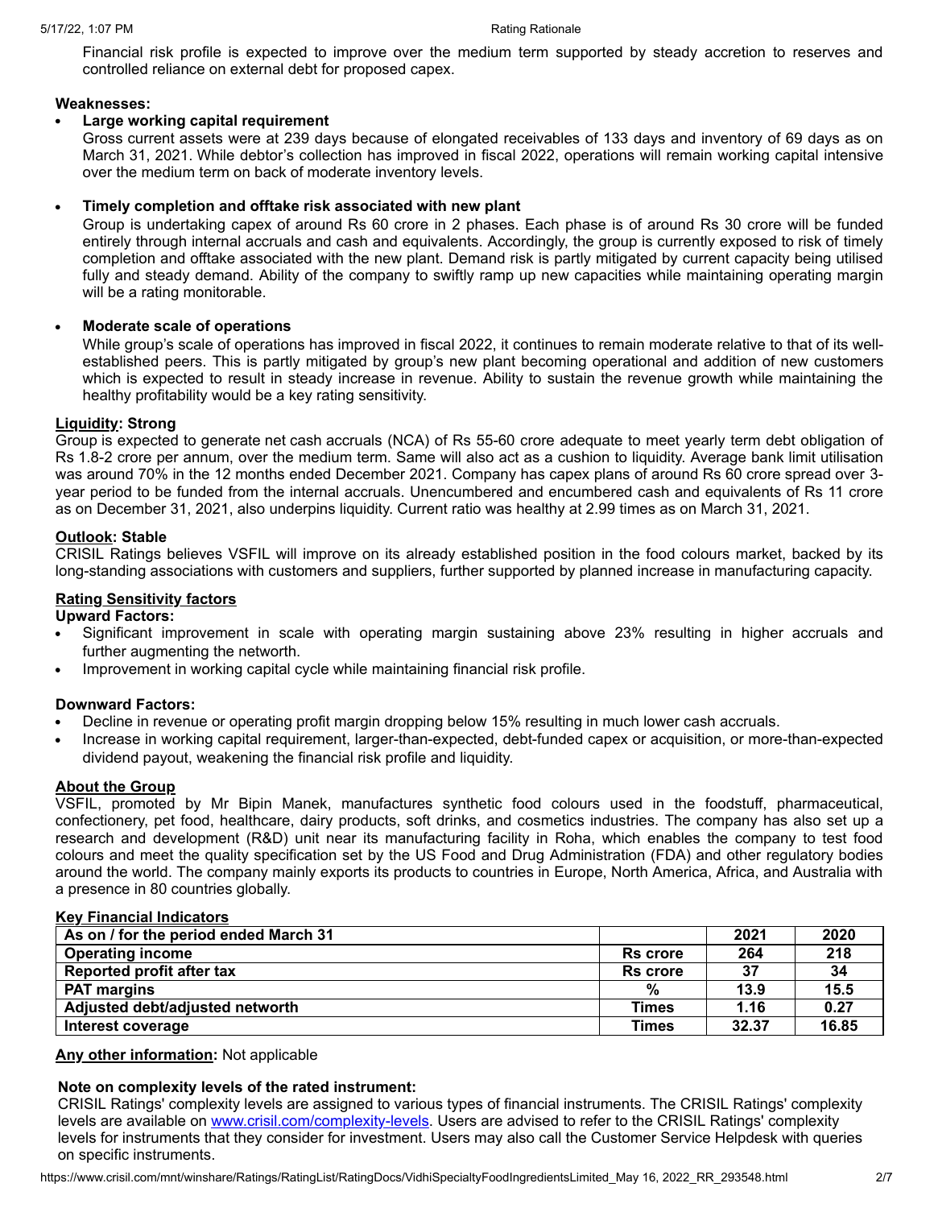Financial risk profile is expected to improve over the medium term supported by steady accretion to reserves and controlled reliance on external debt for proposed capex.

**Weaknesses:**

- **Large working capital requirement**
  Gross current assets were at 239 days because of elongated receivables of 133 days and inventory of 69 days as on March 31, 2021. While debtor's collection has improved in fiscal 2022, operations will remain working capital intensive over the medium term on back of moderate inventory levels.

- **Timely completion and offtake risk associated with new plant**
  Group is undertaking capex of around Rs 60 crore in 2 phases. Each phase is of around Rs 30 crore will be funded entirely through internal accruals and cash and equivalents. Accordingly, the group is currently exposed to risk of timely completion and offtake associated with the new plant. Demand risk is partly mitigated by current capacity being utilised fully and steady demand. Ability of the company to swiftly ramp up new capacities while maintaining operating margin will be a rating monitorable.

- **Moderate scale of operations**
  While group's scale of operations has improved in fiscal 2022, it continues to remain moderate relative to that of its well-established peers. This is partly mitigated by group's new plant becoming operational and addition of new customers which is expected to result in steady increase in revenue. Ability to sustain the revenue growth while maintaining the healthy profitability would be a key rating sensitivity.

**Liquidity: Strong**

Group is expected to generate net cash accruals (NCA) of Rs 55-60 crore adequate to meet yearly term debt obligation of Rs 1.8-2 crore per annum, over the medium term. Same will also act as a cushion to liquidity. Average bank limit utilisation was around 70% in the 12 months ended December 2021. Company has capex plans of around Rs 60 crore spread over 3-year period to be funded from the internal accruals. Unencumbered and encumbered cash and equivalents of Rs 11 crore as on December 31, 2021, also underpins liquidity. Current ratio was healthy at 2.99 times as on March 31, 2021.

**Outlook: Stable**

CRISIL Ratings believes VSFIL will improve on its already established position in the food colours market, backed by its long-standing associations with customers and suppliers, further supported by planned increase in manufacturing capacity.

**Rating Sensitivity factors**

**Upward Factors:**

- Significant improvement in scale with operating margin sustaining above 23% resulting in higher accruals and further augmenting the networth.
- Improvement in working capital cycle while maintaining financial risk profile.

**Downward Factors:**

- Decline in revenue or operating profit margin dropping below 15% resulting in much lower cash accruals.
- Increase in working capital requirement, larger-than-expected, debt-funded capex or acquisition, or more-than-expected dividend payout, weakening the financial risk profile and liquidity.

**About the Group**

VSFIL, promoted by Mr Bipin Manek, manufactures synthetic food colours used in the foodstuff, pharmaceutical, confectionery, pet food, healthcare, dairy products, soft drinks, and cosmetics industries. The company has also set up a research and development (R&D) unit near its manufacturing facility in Roha, which enables the company to test food colours and meet the quality specification set by the US Food and Drug Administration (FDA) and other regulatory bodies around the world. The company mainly exports its products to countries in Europe, North America, Africa, and Australia with a presence in 80 countries globally.

**Key Financial Indicators**

| As on / for the period ended March 31 | | 2021 | 2020 |
|---|---|---|---|
| Operating income | Rs crore | 264 | 218 |
| Reported profit after tax | Rs crore | 37 | 34 |
| PAT margins | % | 13.9 | 15.5 |
| Adjusted debt/adjusted networth | Times | 1.16 | 0.27 |
| Interest coverage | Times | 32.37 | 16.85 |

**Any other information:** Not applicable

**Note on complexity levels of the rated instrument:**

CRISIL Ratings' complexity levels are assigned to various types of financial instruments. The CRISIL Ratings' complexity levels are available on www.crisil.com/complexity-levels. Users are advised to refer to the CRISIL Ratings' complexity levels for instruments that they consider for investment. Users may also call the Customer Service Helpdesk with queries on specific instruments.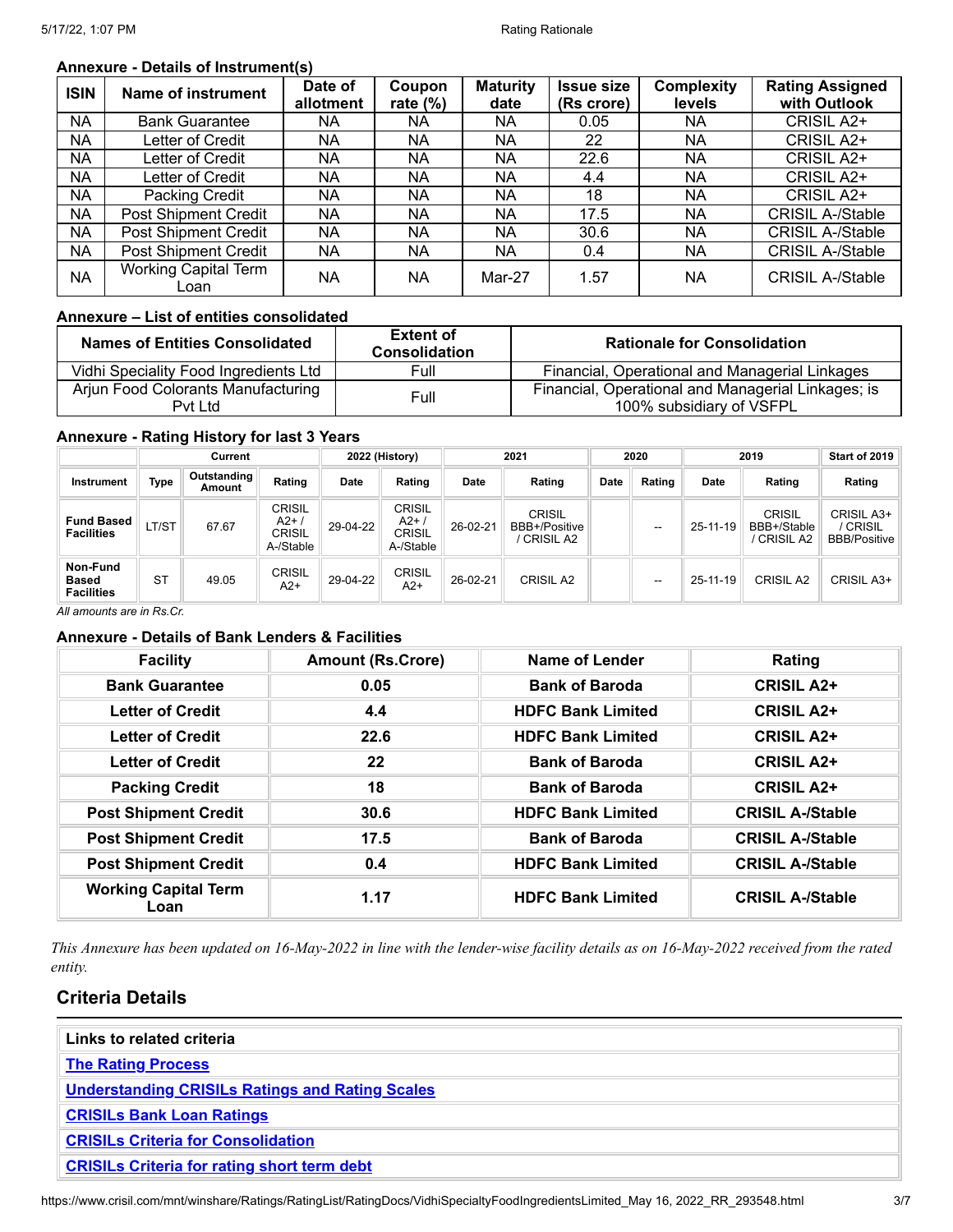### Annexure - Details of Instrument(s)

| ISIN | Name of instrument | Date of allotment | Coupon rate (%) | Maturity date | Issue size (Rs crore) | Complexity levels | Rating Assigned with Outlook |
|---|---|---|---|---|---|---|---|
| NA | Bank Guarantee | NA | NA | NA | 0.05 | NA | CRISIL A2+ |
| NA | Letter of Credit | NA | NA | NA | 22 | NA | CRISIL A2+ |
| NA | Letter of Credit | NA | NA | NA | 22.6 | NA | CRISIL A2+ |
| NA | Letter of Credit | NA | NA | NA | 4.4 | NA | CRISIL A2+ |
| NA | Packing Credit | NA | NA | NA | 18 | NA | CRISIL A2+ |
| NA | Post Shipment Credit | NA | NA | NA | 17.5 | NA | CRISIL A-/Stable |
| NA | Post Shipment Credit | NA | NA | NA | 30.6 | NA | CRISIL A-/Stable |
| NA | Post Shipment Credit | NA | NA | NA | 0.4 | NA | CRISIL A-/Stable |
| NA | Working Capital Term Loan | NA | NA | Mar-27 | 1.57 | NA | CRISIL A-/Stable |

### Annexure – List of entities consolidated

| Names of Entities Consolidated | Extent of Consolidation | Rationale for Consolidation |
|---|---|---|
| Vidhi Speciality Food Ingredients Ltd | Full | Financial, Operational and Managerial Linkages |
| Arjun Food Colorants Manufacturing Pvt Ltd | Full | Financial, Operational and Managerial Linkages; is 100% subsidiary of VSFPL |

### Annexure - Rating History for last 3 Years

| | Current | | | 2022 (History) | | 2021 | | 2020 | | 2019 | | Start of 2019 |
|---|---|---|---|---|---|---|---|---|---|---|---|---|
| Instrument | Type | Outstanding Amount | Rating | Date | Rating | Date | Rating | Date | Rating | Date | Rating | Rating |
| Fund Based Facilities | LT/ST | 67.67 | CRISIL A2+ / CRISIL A-/Stable | 29-04-22 | CRISIL A2+ / CRISIL A-/Stable | 26-02-21 | CRISIL BBB+/Positive / CRISIL A2 | | -- | 25-11-19 | CRISIL BBB+/Stable / CRISIL A2 | CRISIL A3+ / CRISIL BBB/Positive |
| Non-Fund Based Facilities | ST | 49.05 | CRISIL A2+ | 29-04-22 | CRISIL A2+ | 26-02-21 | CRISIL A2 | | -- | 25-11-19 | CRISIL A2 | CRISIL A3+ |

*All amounts are in Rs.Cr.*

### Annexure - Details of Bank Lenders & Facilities

| Facility | Amount (Rs.Crore) | Name of Lender | Rating |
|---|---|---|---|
| **Bank Guarantee** | **0.05** | **Bank of Baroda** | **CRISIL A2+** |
| **Letter of Credit** | **4.4** | **HDFC Bank Limited** | **CRISIL A2+** |
| **Letter of Credit** | **22.6** | **HDFC Bank Limited** | **CRISIL A2+** |
| **Letter of Credit** | **22** | **Bank of Baroda** | **CRISIL A2+** |
| **Packing Credit** | **18** | **Bank of Baroda** | **CRISIL A2+** |
| **Post Shipment Credit** | **30.6** | **HDFC Bank Limited** | **CRISIL A-/Stable** |
| **Post Shipment Credit** | **17.5** | **Bank of Baroda** | **CRISIL A-/Stable** |
| **Post Shipment Credit** | **0.4** | **HDFC Bank Limited** | **CRISIL A-/Stable** |
| **Working Capital Term Loan** | **1.17** | **HDFC Bank Limited** | **CRISIL A-/Stable** |

*This Annexure has been updated on 16-May-2022 in line with the lender-wise facility details as on 16-May-2022 received from the rated entity.*

## Criteria Details

| Links to related criteria |
|---|
| The Rating Process |
| Understanding CRISILs Ratings and Rating Scales |
| CRISILs Bank Loan Ratings |
| CRISILs Criteria for Consolidation |
| CRISILs Criteria for rating short term debt |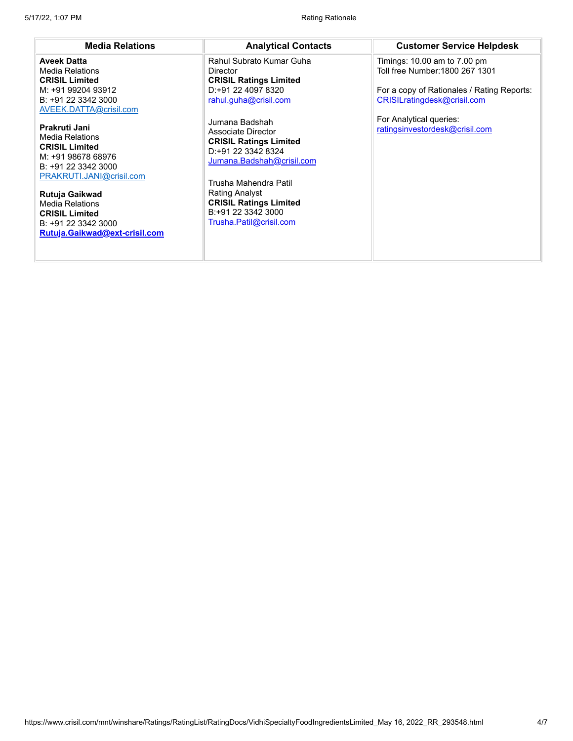| Media Relations | Analytical Contacts | Customer Service Helpdesk |
|---|---|---|
| **Aveek Datta**<br>Media Relations<br>**CRISIL Limited**<br>M: +91 99204 93912<br>B: +91 22 3342 3000<br>AVEEK.DATTA@crisil.com<br><br>**Prakruti Jani**<br>Media Relations<br>**CRISIL Limited**<br>M: +91 98678 68976<br>B: +91 22 3342 3000<br>PRAKRUTI.JANI@crisil.com<br><br>**Rutuja Gaikwad**<br>Media Relations<br>**CRISIL Limited**<br>B: +91 22 3342 3000<br>**Rutuja.Gaikwad@ext-crisil.com** | Rahul Subrato Kumar Guha<br>Director<br>**CRISIL Ratings Limited**<br>D:+91 22 4097 8320<br>rahul.guha@crisil.com<br><br>Jumana Badshah<br>Associate Director<br>**CRISIL Ratings Limited**<br>D:+91 22 3342 8324<br>Jumana.Badshah@crisil.com<br><br>Trusha Mahendra Patil<br>Rating Analyst<br>**CRISIL Ratings Limited**<br>B:+91 22 3342 3000<br>Trusha.Patil@crisil.com | Timings: 10.00 am to 7.00 pm<br>Toll free Number:1800 267 1301<br><br>For a copy of Rationales / Rating Reports:<br>CRISILratingdesk@crisil.com<br><br>For Analytical queries:<br>ratingsinvestordesk@crisil.com |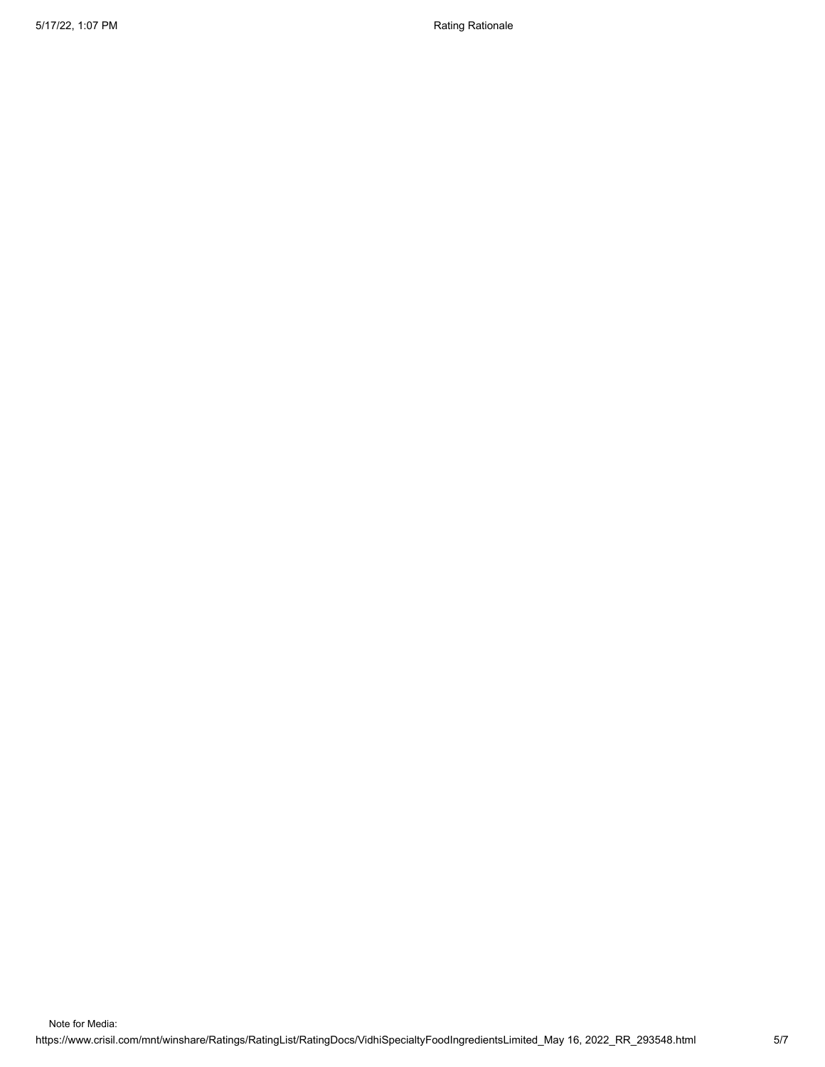Note for Media: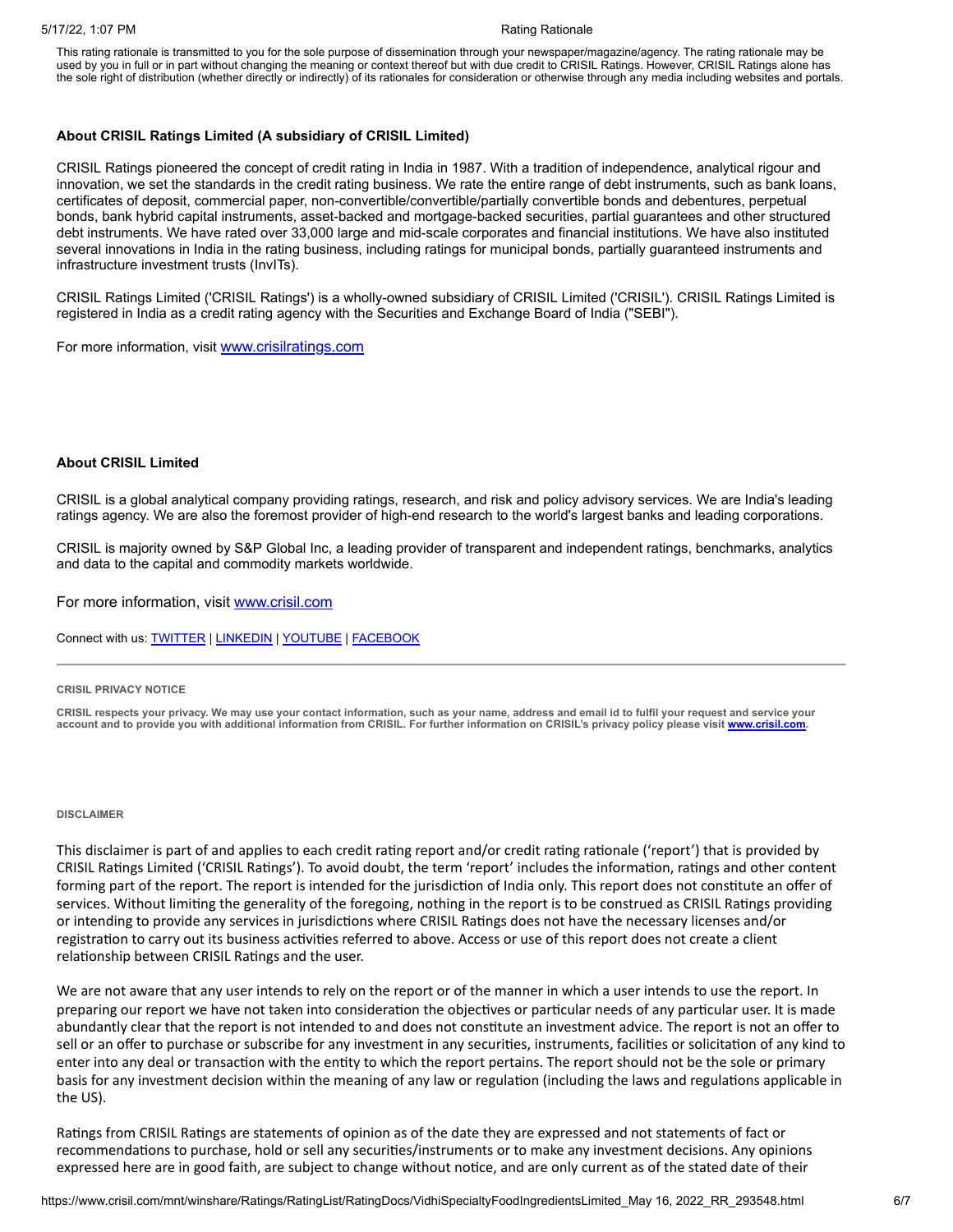This rating rationale is transmitted to you for the sole purpose of dissemination through your newspaper/magazine/agency. The rating rationale may be used by you in full or in part without changing the meaning or context thereof but with due credit to CRISIL Ratings. However, CRISIL Ratings alone has the sole right of distribution (whether directly or indirectly) of its rationales for consideration or otherwise through any media including websites and portals.

**About CRISIL Ratings Limited (A subsidiary of CRISIL Limited)**

CRISIL Ratings pioneered the concept of credit rating in India in 1987. With a tradition of independence, analytical rigour and innovation, we set the standards in the credit rating business. We rate the entire range of debt instruments, such as bank loans, certificates of deposit, commercial paper, non-convertible/convertible/partially convertible bonds and debentures, perpetual bonds, bank hybrid capital instruments, asset-backed and mortgage-backed securities, partial guarantees and other structured debt instruments. We have rated over 33,000 large and mid-scale corporates and financial institutions. We have also instituted several innovations in India in the rating business, including ratings for municipal bonds, partially guaranteed instruments and infrastructure investment trusts (InvITs).

CRISIL Ratings Limited ('CRISIL Ratings') is a wholly-owned subsidiary of CRISIL Limited ('CRISIL'). CRISIL Ratings Limited is registered in India as a credit rating agency with the Securities and Exchange Board of India ("SEBI").

For more information, visit www.crisilratings.com

**About CRISIL Limited**

CRISIL is a global analytical company providing ratings, research, and risk and policy advisory services. We are India's leading ratings agency. We are also the foremost provider of high-end research to the world's largest banks and leading corporations.

CRISIL is majority owned by S&P Global Inc, a leading provider of transparent and independent ratings, benchmarks, analytics and data to the capital and commodity markets worldwide.

For more information, visit www.crisil.com

Connect with us: TWITTER | LINKEDIN | YOUTUBE | FACEBOOK

---

**CRISIL PRIVACY NOTICE**

**CRISIL respects your privacy. We may use your contact information, such as your name, address and email id to fulfil your request and service your account and to provide you with additional information from CRISIL. For further information on CRISIL's privacy policy please visit www.crisil.com.**

**DISCLAIMER**

This disclaimer is part of and applies to each credit rating report and/or credit rating rationale ('report') that is provided by CRISIL Ratings Limited ('CRISIL Ratings'). To avoid doubt, the term 'report' includes the information, ratings and other content forming part of the report. The report is intended for the jurisdiction of India only. This report does not constitute an offer of services. Without limiting the generality of the foregoing, nothing in the report is to be construed as CRISIL Ratings providing or intending to provide any services in jurisdictions where CRISIL Ratings does not have the necessary licenses and/or registration to carry out its business activities referred to above. Access or use of this report does not create a client relationship between CRISIL Ratings and the user.

We are not aware that any user intends to rely on the report or of the manner in which a user intends to use the report. In preparing our report we have not taken into consideration the objectives or particular needs of any particular user. It is made abundantly clear that the report is not intended to and does not constitute an investment advice. The report is not an offer to sell or an offer to purchase or subscribe for any investment in any securities, instruments, facilities or solicitation of any kind to enter into any deal or transaction with the entity to which the report pertains. The report should not be the sole or primary basis for any investment decision within the meaning of any law or regulation (including the laws and regulations applicable in the US).

Ratings from CRISIL Ratings are statements of opinion as of the date they are expressed and not statements of fact or recommendations to purchase, hold or sell any securities/instruments or to make any investment decisions. Any opinions expressed here are in good faith, are subject to change without notice, and are only current as of the stated date of their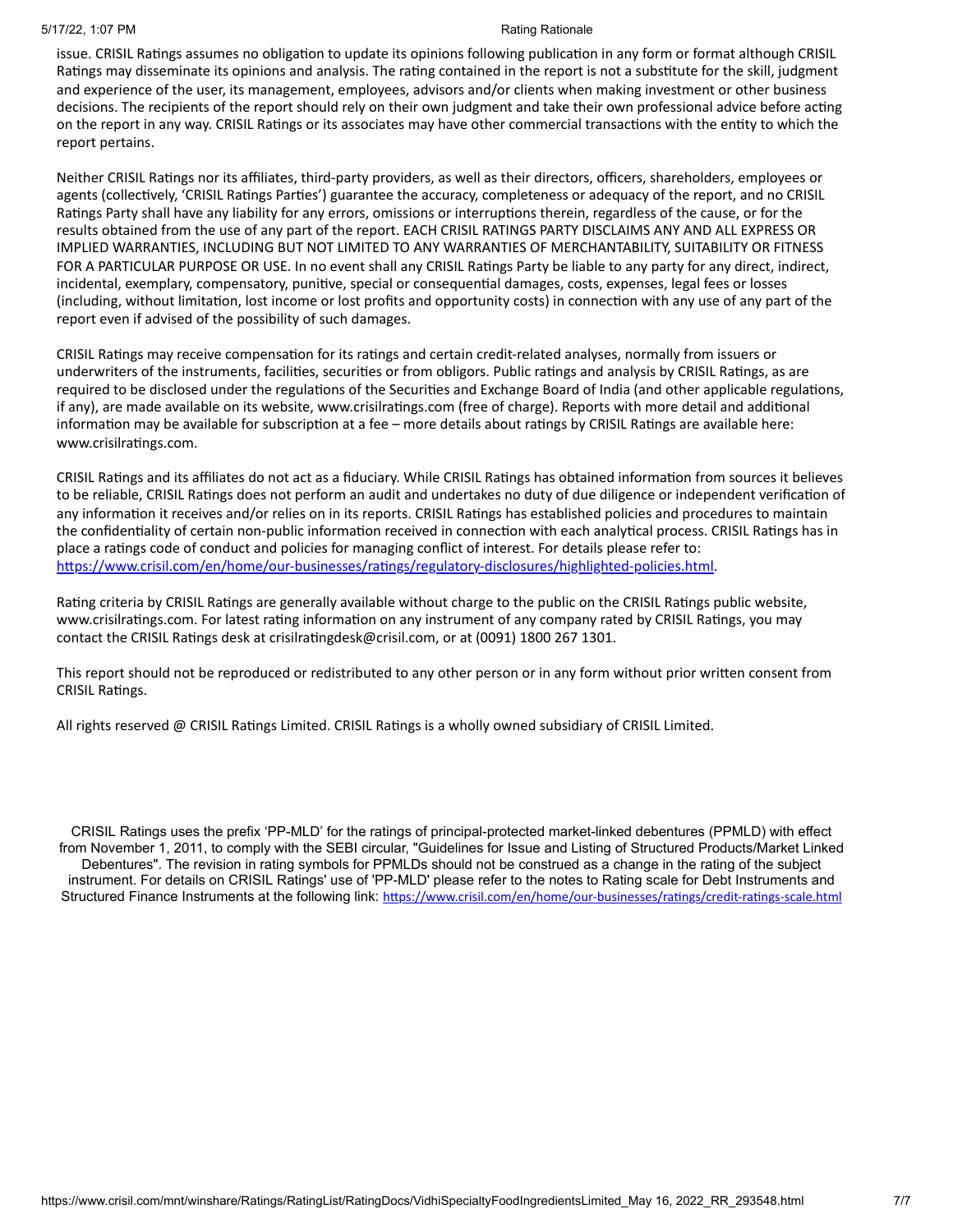issue. CRISIL Ratings assumes no obligation to update its opinions following publication in any form or format although CRISIL Ratings may disseminate its opinions and analysis. The rating contained in the report is not a substitute for the skill, judgment and experience of the user, its management, employees, advisors and/or clients when making investment or other business decisions. The recipients of the report should rely on their own judgment and take their own professional advice before acting on the report in any way. CRISIL Ratings or its associates may have other commercial transactions with the entity to which the report pertains.

Neither CRISIL Ratings nor its affiliates, third-party providers, as well as their directors, officers, shareholders, employees or agents (collectively, 'CRISIL Ratings Parties') guarantee the accuracy, completeness or adequacy of the report, and no CRISIL Ratings Party shall have any liability for any errors, omissions or interruptions therein, regardless of the cause, or for the results obtained from the use of any part of the report. EACH CRISIL RATINGS PARTY DISCLAIMS ANY AND ALL EXPRESS OR IMPLIED WARRANTIES, INCLUDING BUT NOT LIMITED TO ANY WARRANTIES OF MERCHANTABILITY, SUITABILITY OR FITNESS FOR A PARTICULAR PURPOSE OR USE. In no event shall any CRISIL Ratings Party be liable to any party for any direct, indirect, incidental, exemplary, compensatory, punitive, special or consequential damages, costs, expenses, legal fees or losses (including, without limitation, lost income or lost profits and opportunity costs) in connection with any use of any part of the report even if advised of the possibility of such damages.

CRISIL Ratings may receive compensation for its ratings and certain credit-related analyses, normally from issuers or underwriters of the instruments, facilities, securities or from obligors. Public ratings and analysis by CRISIL Ratings, as are required to be disclosed under the regulations of the Securities and Exchange Board of India (and other applicable regulations, if any), are made available on its website, www.crisilratings.com (free of charge). Reports with more detail and additional information may be available for subscription at a fee – more details about ratings by CRISIL Ratings are available here: www.crisilratings.com.

CRISIL Ratings and its affiliates do not act as a fiduciary. While CRISIL Ratings has obtained information from sources it believes to be reliable, CRISIL Ratings does not perform an audit and undertakes no duty of due diligence or independent verification of any information it receives and/or relies on in its reports. CRISIL Ratings has established policies and procedures to maintain the confidentiality of certain non-public information received in connection with each analytical process. CRISIL Ratings has in place a ratings code of conduct and policies for managing conflict of interest. For details please refer to: https://www.crisil.com/en/home/our-businesses/ratings/regulatory-disclosures/highlighted-policies.html.

Rating criteria by CRISIL Ratings are generally available without charge to the public on the CRISIL Ratings public website, www.crisilratings.com. For latest rating information on any instrument of any company rated by CRISIL Ratings, you may contact the CRISIL Ratings desk at crisilratingdesk@crisil.com, or at (0091) 1800 267 1301.

This report should not be reproduced or redistributed to any other person or in any form without prior written consent from CRISIL Ratings.

All rights reserved @ CRISIL Ratings Limited. CRISIL Ratings is a wholly owned subsidiary of CRISIL Limited.

CRISIL Ratings uses the prefix 'PP-MLD' for the ratings of principal-protected market-linked debentures (PPMLD) with effect from November 1, 2011, to comply with the SEBI circular, "Guidelines for Issue and Listing of Structured Products/Market Linked Debentures". The revision in rating symbols for PPMLDs should not be construed as a change in the rating of the subject instrument. For details on CRISIL Ratings' use of 'PP-MLD' please refer to the notes to Rating scale for Debt Instruments and Structured Finance Instruments at the following link: https://www.crisil.com/en/home/our-businesses/ratings/credit-ratings-scale.html